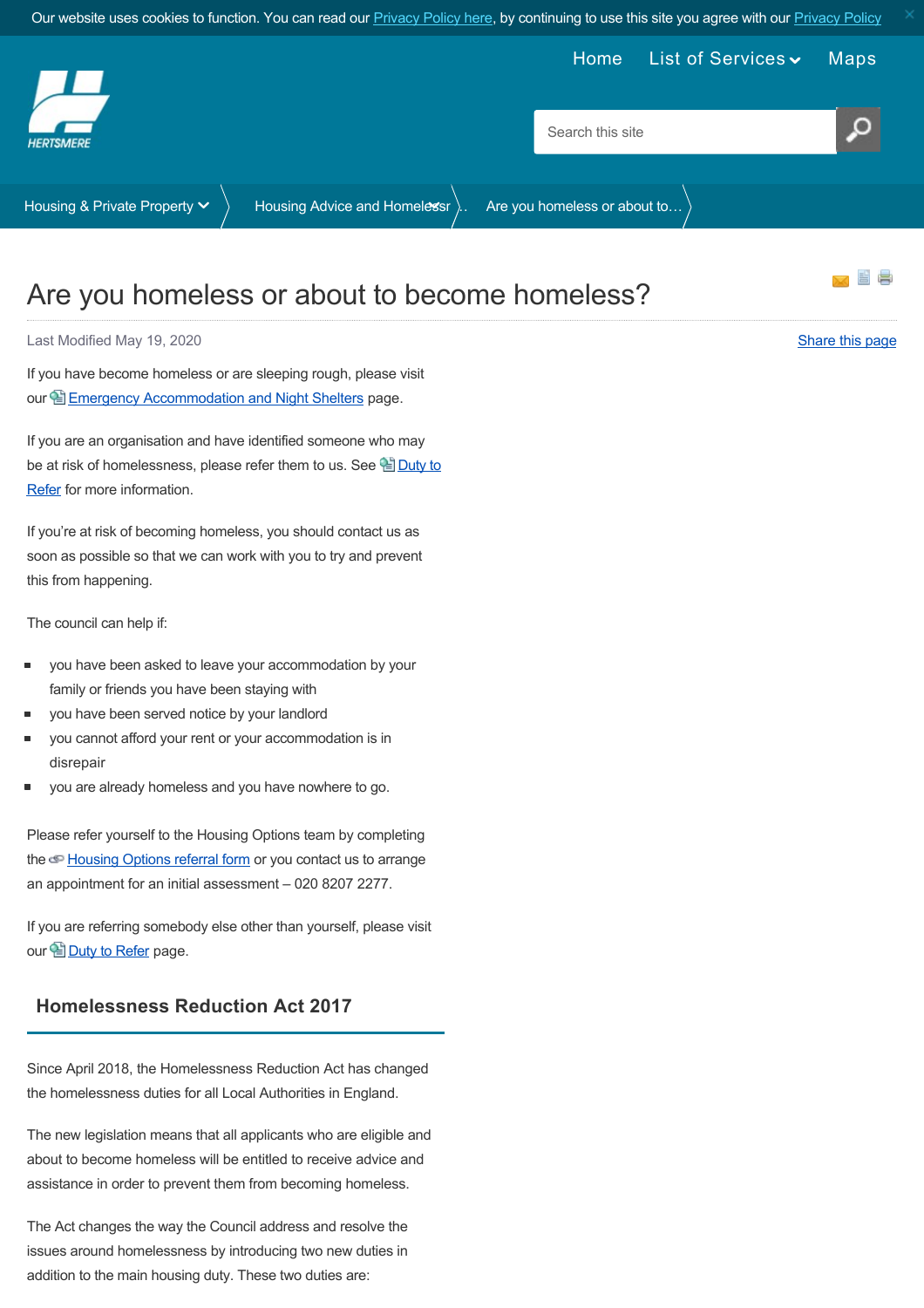# Are you homeless or about to become homeless?

Last Modified May 19, 2020

Share this page

If you have become homeless or are sleeping rough, please visit our Emergency Accommodation and Night Shelters page.

If you are an organisation and have identified someone who may be at risk of homelessness, please refer them to us. See Duty to Refer for more information.

If you're at risk of becoming homeless, you should contact us as soon as possible so that we can work with you to try and prevent this from happening.

The council can help if:

- you have been asked to leave your accommodation by your family or friends you have been staying with
- you have been served notice by your landlord
- you cannot afford your rent or your accommodation is in disrepair
- you are already homeless and you have nowhere to go.

Please refer yourself to the Housing Options team by completing the Housing Options referral form or you contact us to arrange an appointment for an initial assessment – 020 8207 2277.

If you are referring somebody else other than yourself, please visit our Duty to Refer page.

## Homelessness Reduction Act 2017

Since April 2018, the Homelessness Reduction Act has changed the homelessness duties for all Local Authorities in England.

The new legislation means that all applicants who are eligible and about to become homeless will be entitled to receive advice and assistance in order to prevent them from becoming homeless.

The Act changes the way the Council address and resolve the issues around homelessness by introducing two new duties in addition to the main housing duty. These two duties are: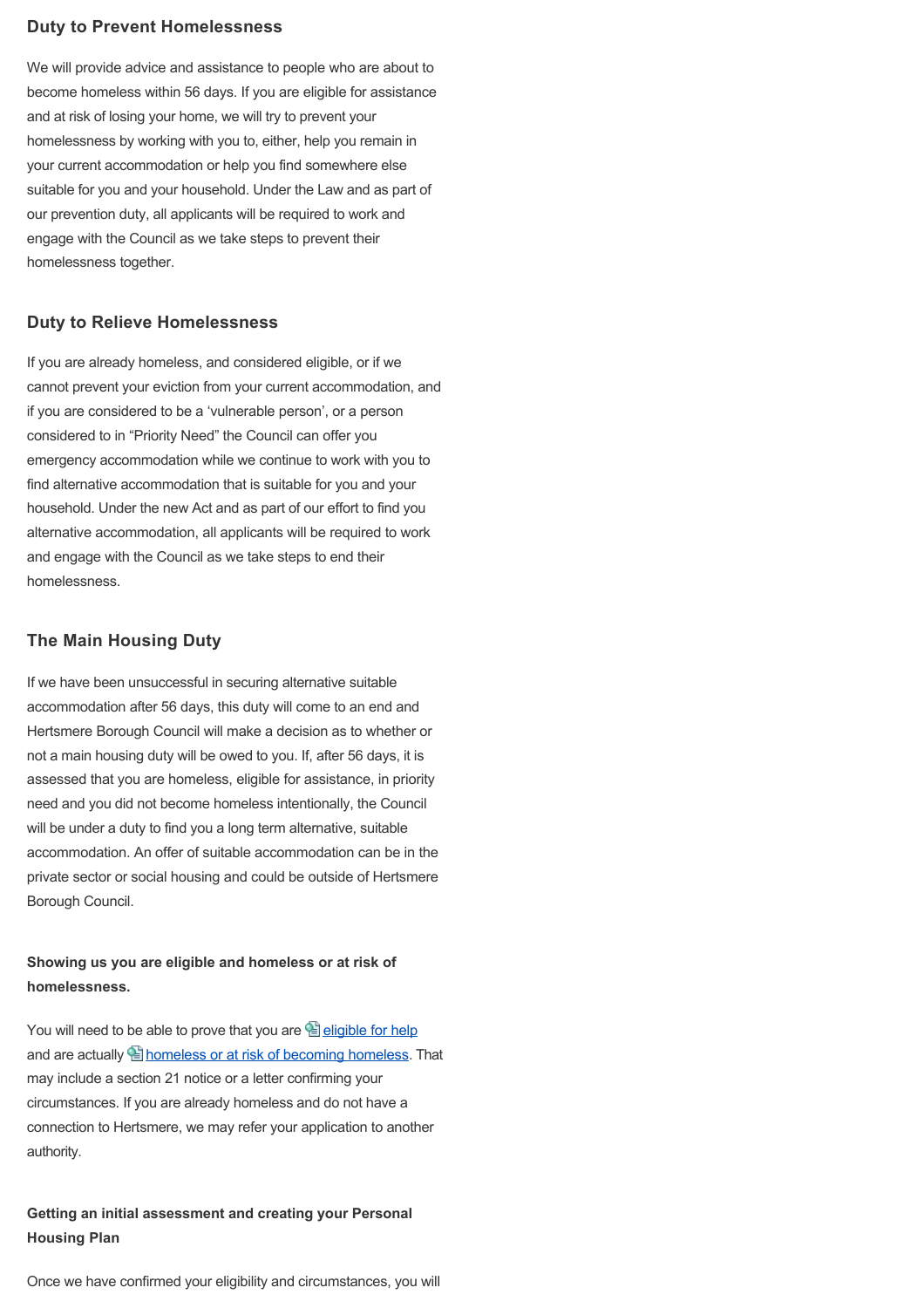### Duty to Prevent Homelessness

We will provide advice and assistance to people who are about to become homeless within 56 days. If you are eligible for assistance and at risk of losing your home, we will try to prevent your homelessness by working with you to, either, help you remain in your current accommodation or help you find somewhere else suitable for you and your household. Under the Law and as part of our prevention duty, all applicants will be required to work and engage with the Council as we take steps to prevent their homelessness together.

### Duty to Relieve Homelessness

If you are already homeless, and considered eligible, or if we cannot prevent your eviction from your current accommodation, and if you are considered to be a 'vulnerable person', or a person considered to in "Priority Need" the Council can offer you emergency accommodation while we continue to work with you to find alternative accommodation that is suitable for you and your household. Under the new Act and as part of our effort to find you alternative accommodation, all applicants will be required to work and engage with the Council as we take steps to end their homelessness.

### The Main Housing Duty

If we have been unsuccessful in securing alternative suitable accommodation after 56 days, this duty will come to an end and Hertsmere Borough Council will make a decision as to whether or not a main housing duty will be owed to you. If, after 56 days, it is assessed that you are homeless, eligible for assistance, in priority need and you did not become homeless intentionally, the Council will be under a duty to find you a long term alternative, suitable accommodation. An offer of suitable accommodation can be in the private sector or social housing and could be outside of Hertsmere Borough Council.

**Showing us you are eligible and homeless or at risk of homelessness.**

You will need to be able to prove that you are eligible for help and are actually homeless or at risk of becoming homeless. That may include a section 21 notice or a letter confirming your circumstances. If you are already homeless and do not have a connection to Hertsmere, we may refer your application to another authority.

**Getting an initial assessment and creating your Personal Housing Plan**

Once we have confirmed your eligibility and circumstances, you will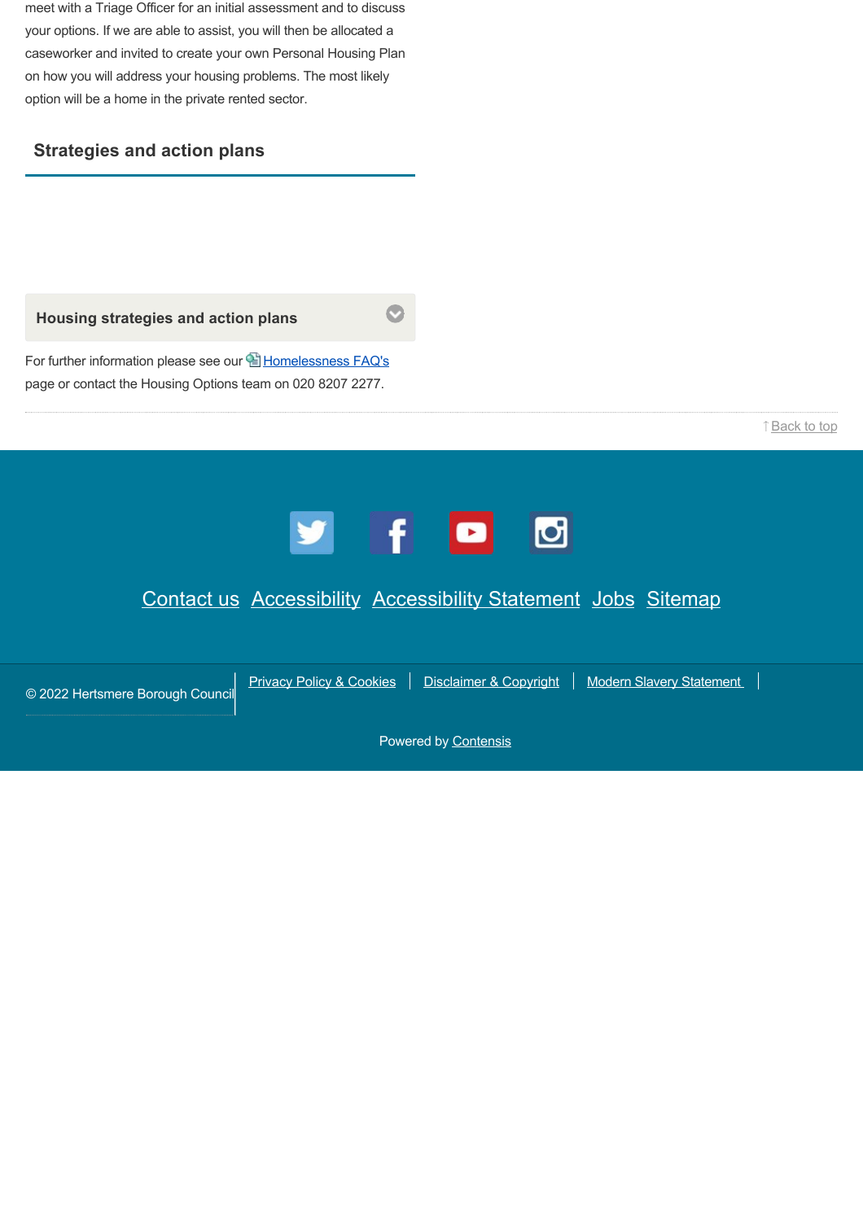meet with a Triage Officer for an initial assessment and to discuss your options. If we are able to assist, you will then be allocated a caseworker and invited to create your own Personal Housing Plan on how you will address your housing problems. The most likely option will be a home in the private rented sector.

## Strategies and action plans

**Housing strategies and action plans**

For further information please see our Homelessness FAQ's page or contact the Housing Options team on 020 8207 2277.

↑ Back to top

Contact us Accessibility Accessibility Statement Jobs Sitemap

© 2022 Hertsmere Borough Council | Privacy Policy & Cookies | Disclaimer & Copyright | Modern Slavery Statement |

Powered by Contensis